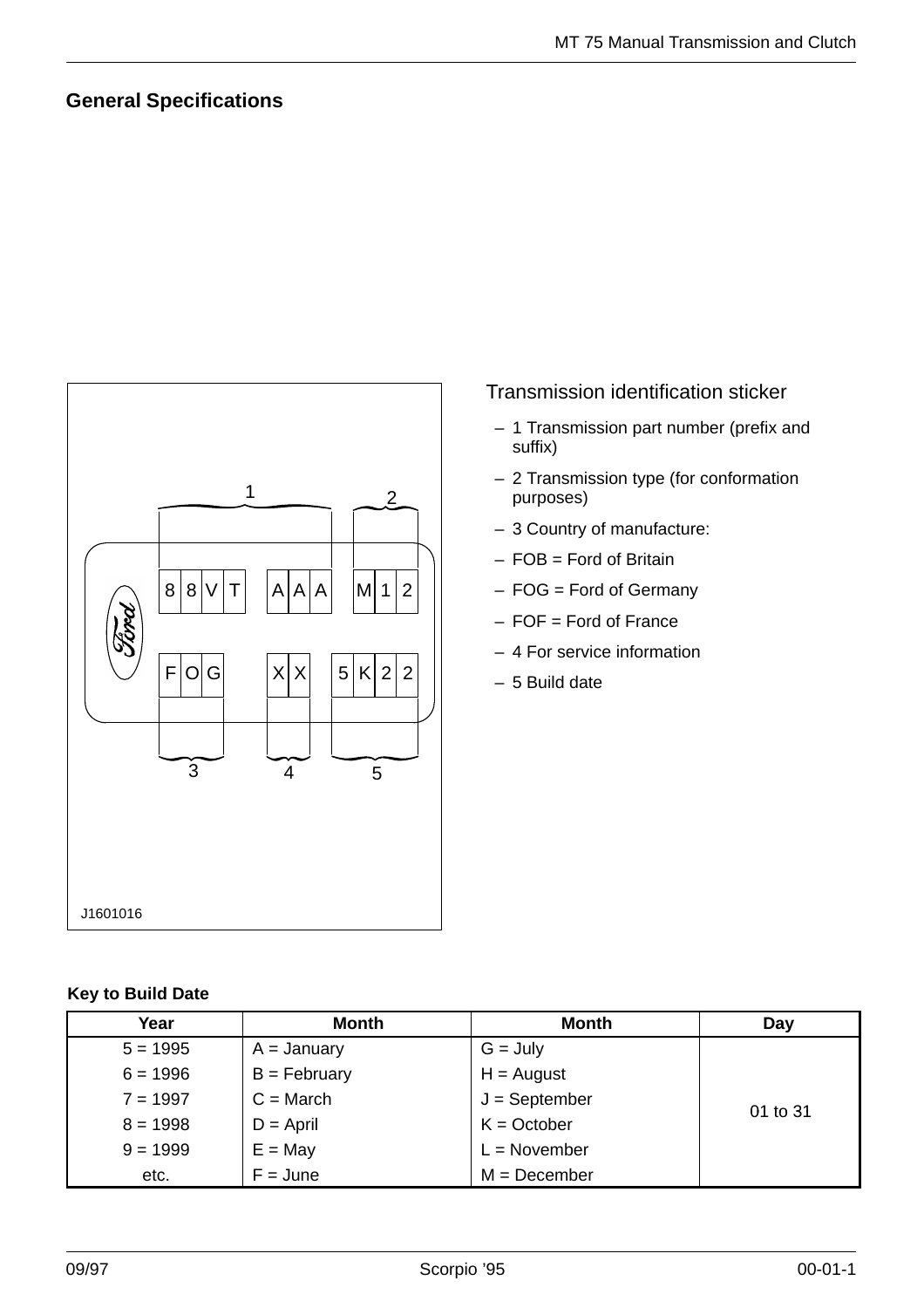## General Specifications

Transmission identification sticker

- 1 Transmission part number (prefix and suffix)
- 2 Transmission type (for conformation purposes)
- 3 Country of manufacture:
- FOB = Ford of Britain
- FOG = Ford of Germany
- FOF = Ford of France
- 4 For service information
- 5 Build date

**Key to Build Date**

| Year | Month | Month | Day |
|---|---|---|---|
| 5 = 1995 | A = January | G = July | 01 to 31 |
| 6 = 1996 | B = February | H = August | |
| 7 = 1997 | C = March | J = September | |
| 8 = 1998 | D = April | K = October | |
| 9 = 1999 | E = May | L = November | |
| etc. | F = June | M = December | |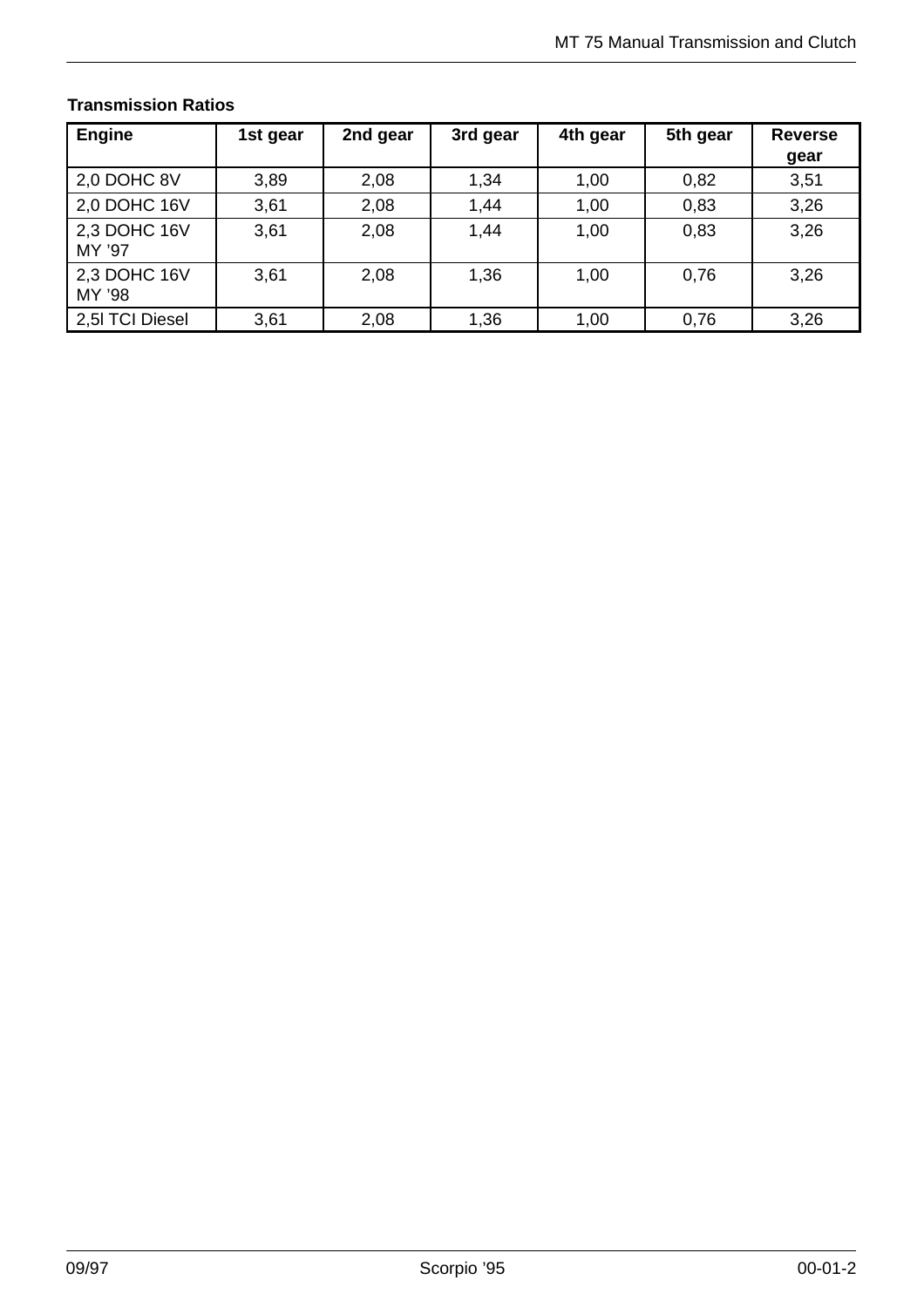**Transmission Ratios**

| Engine | 1st gear | 2nd gear | 3rd gear | 4th gear | 5th gear | Reverse gear |
|---|---|---|---|---|---|---|
| 2,0 DOHC 8V | 3,89 | 2,08 | 1,34 | 1,00 | 0,82 | 3,51 |
| 2,0 DOHC 16V | 3,61 | 2,08 | 1,44 | 1,00 | 0,83 | 3,26 |
| 2,3 DOHC 16V MY ’97 | 3,61 | 2,08 | 1,44 | 1,00 | 0,83 | 3,26 |
| 2,3 DOHC 16V MY ’98 | 3,61 | 2,08 | 1,36 | 1,00 | 0,76 | 3,26 |
| 2,5l TCI Diesel | 3,61 | 2,08 | 1,36 | 1,00 | 0,76 | 3,26 |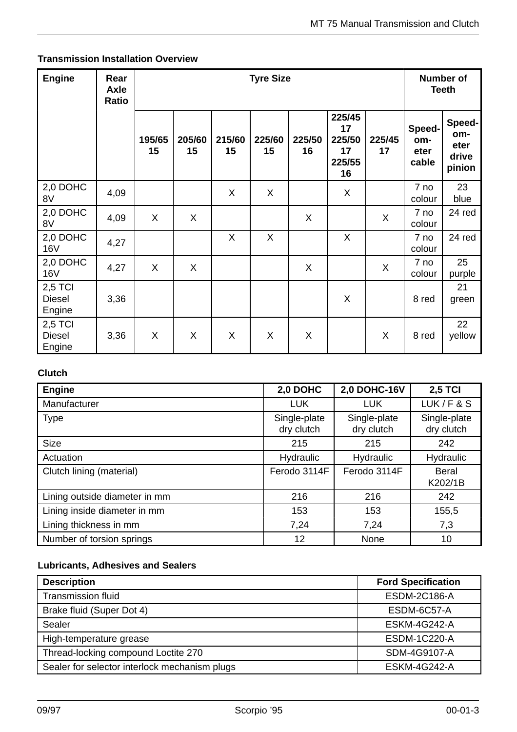**Transmission Installation Overview**

| Engine | Rear Axle Ratio | Tyre Size | | | | | | | Number of Teeth | |
|---|---|---|---|---|---|---|---|---|---|---|
| | | 195/65 15 | 205/60 15 | 215/60 15 | 225/60 15 | 225/50 16 | 225/45 17 225/50 17 225/55 16 | 225/45 17 | Speed-om-eter cable | Speed-om-eter drive pinion |
| 2,0 DOHC 8V | 4,09 | | | X | X | | X | | 7 no colour | 23 blue |
| 2,0 DOHC 8V | 4,09 | X | X | | | X | | X | 7 no colour | 24 red |
| 2,0 DOHC 16V | 4,27 | | | X | X | | X | | 7 no colour | 24 red |
| 2,0 DOHC 16V | 4,27 | X | X | | | X | | X | 7 no colour | 25 purple |
| 2,5 TCI Diesel Engine | 3,36 | | | | | | X | | 8 red | 21 green |
| 2,5 TCI Diesel Engine | 3,36 | X | X | X | X | X | | X | 8 red | 22 yellow |

**Clutch**

| Engine | 2,0 DOHC | 2,0 DOHC-16V | 2,5 TCI |
|---|---|---|---|
| Manufacturer | LUK | LUK | LUK / F & S |
| Type | Single-plate dry clutch | Single-plate dry clutch | Single-plate dry clutch |
| Size | 215 | 215 | 242 |
| Actuation | Hydraulic | Hydraulic | Hydraulic |
| Clutch lining (material) | Ferodo 3114F | Ferodo 3114F | Beral K202/1B |
| Lining outside diameter in mm | 216 | 216 | 242 |
| Lining inside diameter in mm | 153 | 153 | 155,5 |
| Lining thickness in mm | 7,24 | 7,24 | 7,3 |
| Number of torsion springs | 12 | None | 10 |

**Lubricants, Adhesives and Sealers**

| Description | Ford Specification |
|---|---|
| Transmission fluid | ESDM-2C186-A |
| Brake fluid (Super Dot 4) | ESDM-6C57-A |
| Sealer | ESKM-4G242-A |
| High-temperature grease | ESDM-1C220-A |
| Thread-locking compound Loctite 270 | SDM-4G9107-A |
| Sealer for selector interlock mechanism plugs | ESKM-4G242-A |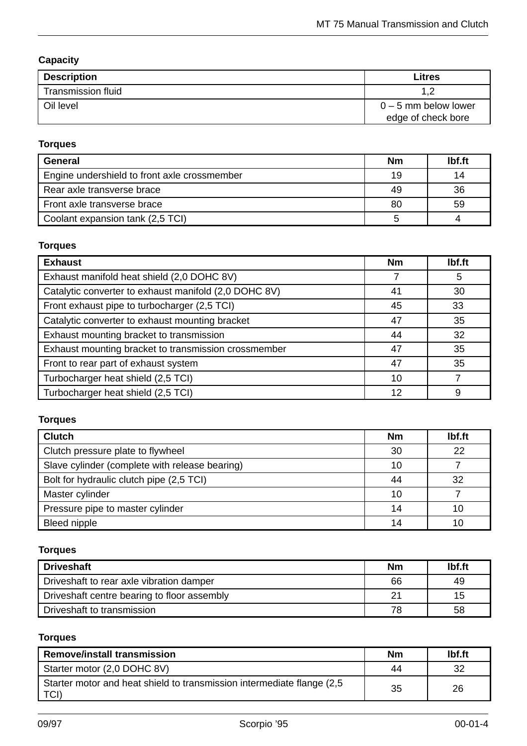### Capacity

| Description | Litres |
|---|---|
| Transmission fluid | 1,2 |
| Oil level | 0 – 5 mm below lower edge of check bore |

### Torques

| General | Nm | lbf.ft |
|---|---|---|
| Engine undershield to front axle crossmember | 19 | 14 |
| Rear axle transverse brace | 49 | 36 |
| Front axle transverse brace | 80 | 59 |
| Coolant expansion tank (2,5 TCI) | 5 | 4 |

### Torques

| Exhaust | Nm | lbf.ft |
|---|---|---|
| Exhaust manifold heat shield (2,0 DOHC 8V) | 7 | 5 |
| Catalytic converter to exhaust manifold (2,0 DOHC 8V) | 41 | 30 |
| Front exhaust pipe to turbocharger (2,5 TCI) | 45 | 33 |
| Catalytic converter to exhaust mounting bracket | 47 | 35 |
| Exhaust mounting bracket to transmission | 44 | 32 |
| Exhaust mounting bracket to transmission crossmember | 47 | 35 |
| Front to rear part of exhaust system | 47 | 35 |
| Turbocharger heat shield (2,5 TCI) | 10 | 7 |
| Turbocharger heat shield (2,5 TCI) | 12 | 9 |

### Torques

| Clutch | Nm | lbf.ft |
|---|---|---|
| Clutch pressure plate to flywheel | 30 | 22 |
| Slave cylinder (complete with release bearing) | 10 | 7 |
| Bolt for hydraulic clutch pipe (2,5 TCI) | 44 | 32 |
| Master cylinder | 10 | 7 |
| Pressure pipe to master cylinder | 14 | 10 |
| Bleed nipple | 14 | 10 |

### Torques

| Driveshaft | Nm | lbf.ft |
|---|---|---|
| Driveshaft to rear axle vibration damper | 66 | 49 |
| Driveshaft centre bearing to floor assembly | 21 | 15 |
| Driveshaft to transmission | 78 | 58 |

### Torques

| Remove/install transmission | Nm | lbf.ft |
|---|---|---|
| Starter motor (2,0 DOHC 8V) | 44 | 32 |
| Starter motor and heat shield to transmission intermediate flange (2,5 TCI) | 35 | 26 |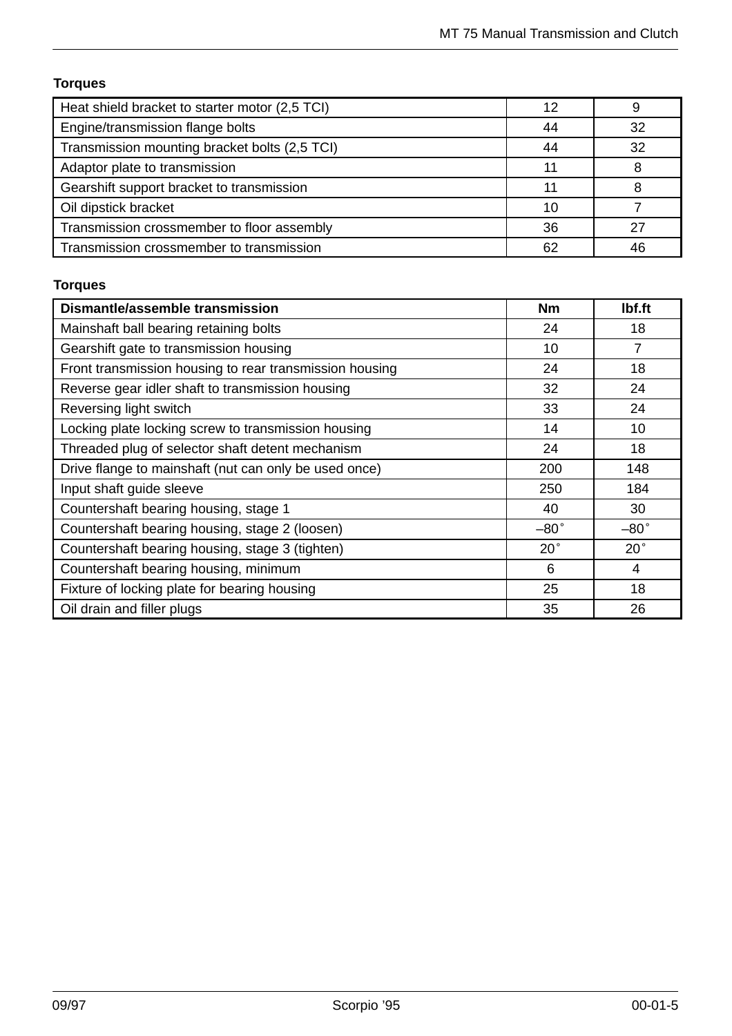**Torques**

| | | |
|---|---|---|
| Heat shield bracket to starter motor (2,5 TCI) | 12 | 9 |
| Engine/transmission flange bolts | 44 | 32 |
| Transmission mounting bracket bolts (2,5 TCI) | 44 | 32 |
| Adaptor plate to transmission | 11 | 8 |
| Gearshift support bracket to transmission | 11 | 8 |
| Oil dipstick bracket | 10 | 7 |
| Transmission crossmember to floor assembly | 36 | 27 |
| Transmission crossmember to transmission | 62 | 46 |

**Torques**

| Dismantle/assemble transmission | Nm | lbf.ft |
|---|---|---|
| Mainshaft ball bearing retaining bolts | 24 | 18 |
| Gearshift gate to transmission housing | 10 | 7 |
| Front transmission housing to rear transmission housing | 24 | 18 |
| Reverse gear idler shaft to transmission housing | 32 | 24 |
| Reversing light switch | 33 | 24 |
| Locking plate locking screw to transmission housing | 14 | 10 |
| Threaded plug of selector shaft detent mechanism | 24 | 18 |
| Drive flange to mainshaft (nut can only be used once) | 200 | 148 |
| Input shaft guide sleeve | 250 | 184 |
| Countershaft bearing housing, stage 1 | 40 | 30 |
| Countershaft bearing housing, stage 2 (loosen) | –80˚ | –80˚ |
| Countershaft bearing housing, stage 3 (tighten) | 20˚ | 20˚ |
| Countershaft bearing housing, minimum | 6 | 4 |
| Fixture of locking plate for bearing housing | 25 | 18 |
| Oil drain and filler plugs | 35 | 26 |